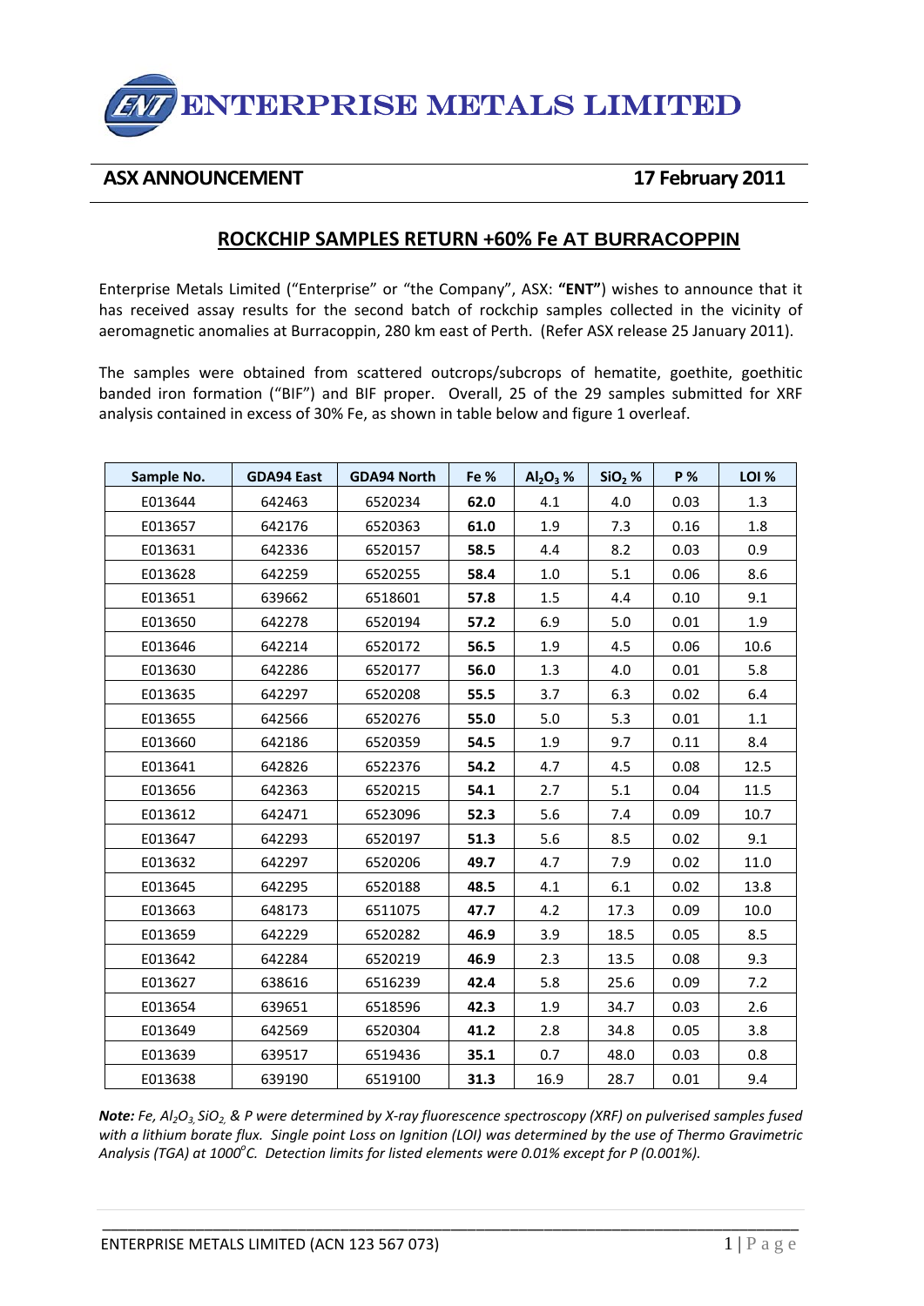# ENTERPRISE METALS LIMITED

**ASX ANNOUNCEMENT** **17 February 2011**

## ROCKCHIP SAMPLES RETURN +60% Fe AT BURRACOPPIN

Enterprise Metals Limited ("Enterprise" or "the Company", ASX: **"ENT"**) wishes to announce that it has received assay results for the second batch of rockchip samples collected in the vicinity of aeromagnetic anomalies at Burracoppin, 280 km east of Perth. (Refer ASX release 25 January 2011).

The samples were obtained from scattered outcrops/subcrops of hematite, goethite, goethitic banded iron formation ("BIF") and BIF proper. Overall, 25 of the 29 samples submitted for XRF analysis contained in excess of 30% Fe, as shown in table below and figure 1 overleaf.

| Sample No. | GDA94 East | GDA94 North | Fe % | $Al_2O_3$ % | $SiO_2$ % | P % | LOI % |
|---|---|---|---|---|---|---|---|
| E013644 | 642463 | 6520234 | **62.0** | 4.1 | 4.0 | 0.03 | 1.3 |
| E013657 | 642176 | 6520363 | **61.0** | 1.9 | 7.3 | 0.16 | 1.8 |
| E013631 | 642336 | 6520157 | **58.5** | 4.4 | 8.2 | 0.03 | 0.9 |
| E013628 | 642259 | 6520255 | **58.4** | 1.0 | 5.1 | 0.06 | 8.6 |
| E013651 | 639662 | 6518601 | **57.8** | 1.5 | 4.4 | 0.10 | 9.1 |
| E013650 | 642278 | 6520194 | **57.2** | 6.9 | 5.0 | 0.01 | 1.9 |
| E013646 | 642214 | 6520172 | **56.5** | 1.9 | 4.5 | 0.06 | 10.6 |
| E013630 | 642286 | 6520177 | **56.0** | 1.3 | 4.0 | 0.01 | 5.8 |
| E013635 | 642297 | 6520208 | **55.5** | 3.7 | 6.3 | 0.02 | 6.4 |
| E013655 | 642566 | 6520276 | **55.0** | 5.0 | 5.3 | 0.01 | 1.1 |
| E013660 | 642186 | 6520359 | **54.5** | 1.9 | 9.7 | 0.11 | 8.4 |
| E013641 | 642826 | 6522376 | **54.2** | 4.7 | 4.5 | 0.08 | 12.5 |
| E013656 | 642363 | 6520215 | **54.1** | 2.7 | 5.1 | 0.04 | 11.5 |
| E013612 | 642471 | 6523096 | **52.3** | 5.6 | 7.4 | 0.09 | 10.7 |
| E013647 | 642293 | 6520197 | **51.3** | 5.6 | 8.5 | 0.02 | 9.1 |
| E013632 | 642297 | 6520206 | **49.7** | 4.7 | 7.9 | 0.02 | 11.0 |
| E013645 | 642295 | 6520188 | **48.5** | 4.1 | 6.1 | 0.02 | 13.8 |
| E013663 | 648173 | 6511075 | **47.7** | 4.2 | 17.3 | 0.09 | 10.0 |
| E013659 | 642229 | 6520282 | **46.9** | 3.9 | 18.5 | 0.05 | 8.5 |
| E013642 | 642284 | 6520219 | **46.9** | 2.3 | 13.5 | 0.08 | 9.3 |
| E013627 | 638616 | 6516239 | **42.4** | 5.8 | 25.6 | 0.09 | 7.2 |
| E013654 | 639651 | 6518596 | **42.3** | 1.9 | 34.7 | 0.03 | 2.6 |
| E013649 | 642569 | 6520304 | **41.2** | 2.8 | 34.8 | 0.05 | 3.8 |
| E013639 | 639517 | 6519436 | **35.1** | 0.7 | 48.0 | 0.03 | 0.8 |
| E013638 | 639190 | 6519100 | **31.3** | 16.9 | 28.7 | 0.01 | 9.4 |

***Note:*** *Fe, $Al_2O_3$, $SiO_2$, & P were determined by X-ray fluorescence spectroscopy (XRF) on pulverised samples fused with a lithium borate flux. Single point Loss on Ignition (LOI) was determined by the use of Thermo Gravimetric Analysis (TGA) at 1000°C. Detection limits for listed elements were 0.01% except for P (0.001%).*

ENTERPRISE METALS LIMITED (ACN 123 567 073)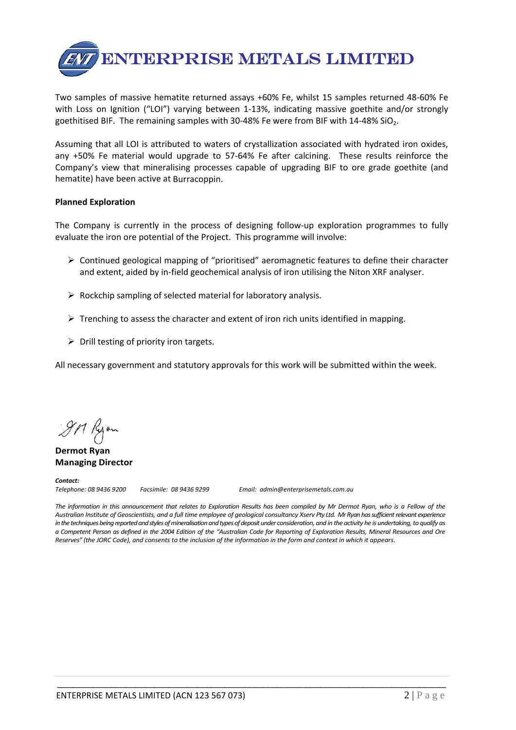Two samples of massive hematite returned assays +60% Fe, whilst 15 samples returned 48-60% Fe with Loss on Ignition ("LOI") varying between 1-13%, indicating massive goethite and/or strongly goethitised BIF. The remaining samples with 30-48% Fe were from BIF with 14-48% $SiO_2$.

Assuming that all LOI is attributed to waters of crystallization associated with hydrated iron oxides, any +50% Fe material would upgrade to 57-64% Fe after calcining. These results reinforce the Company's view that mineralising processes capable of upgrading BIF to ore grade goethite (and hematite) have been active at Burracoppin.

**Planned Exploration**

The Company is currently in the process of designing follow-up exploration programmes to fully evaluate the iron ore potential of the Project. This programme will involve:

- Continued geological mapping of "prioritised" aeromagnetic features to define their character and extent, aided by in-field geochemical analysis of iron utilising the Niton XRF analyser.
- Rockchip sampling of selected material for laboratory analysis.
- Trenching to assess the character and extent of iron rich units identified in mapping.
- Drill testing of priority iron targets.

All necessary government and statutory approvals for this work will be submitted within the week.

**Dermot Ryan**
**Managing Director**

***Contact:***
*Telephone: 08 9436 9200 Facsimile: 08 9436 9299 Email: admin@enterprisemetals.com.au*

*The information in this announcement that relates to Exploration Results has been compiled by Mr Dermot Ryan, who is a Fellow of the Australian Institute of Geoscientists, and a full time employee of geological consultancy Xserv Pty Ltd. Mr Ryan has sufficient relevant experience in the techniques being reported and styles of mineralisation and types of deposit under consideration, and in the activity he is undertaking, to qualify as a Competent Person as defined in the 2004 Edition of the "Australian Code for Reporting of Exploration Results, Mineral Resources and Ore Reserves" (the JORC Code), and consents to the inclusion of the information in the form and context in which it appears.*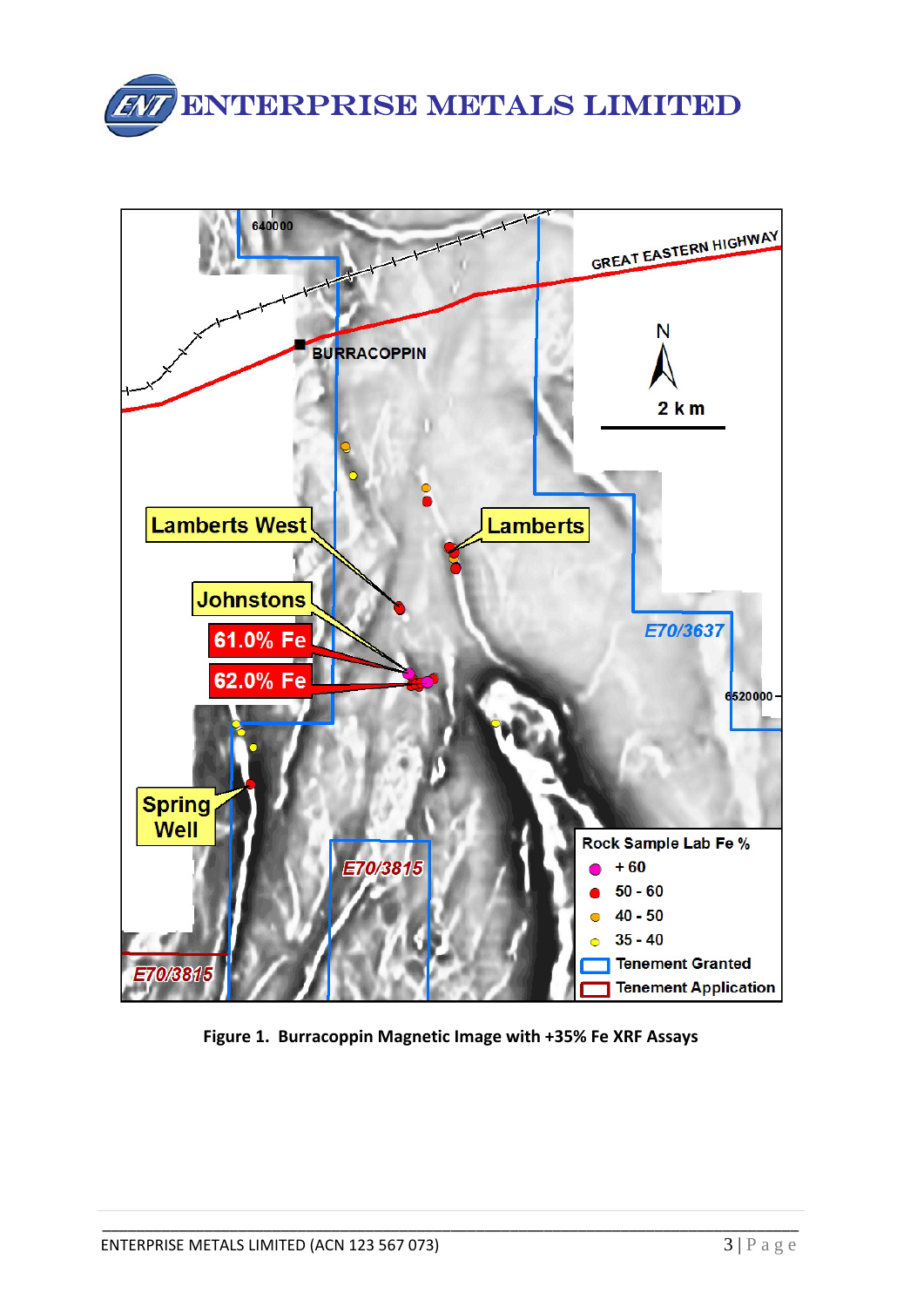640000

GREAT EASTERN HIGHWAY

BURRACOPPIN

N

2 km

Lamberts West

Lamberts

Johnstons

61.0% Fe

62.0% Fe

E70/3637

6520000

Spring Well

E70/3815

E70/3815

Rock Sample Lab Fe %

+ 60

50 - 60

40 - 50

35 - 40

Tenement Granted

Tenement Application

**Figure 1. Burracoppin Magnetic Image with +35% Fe XRF Assays**